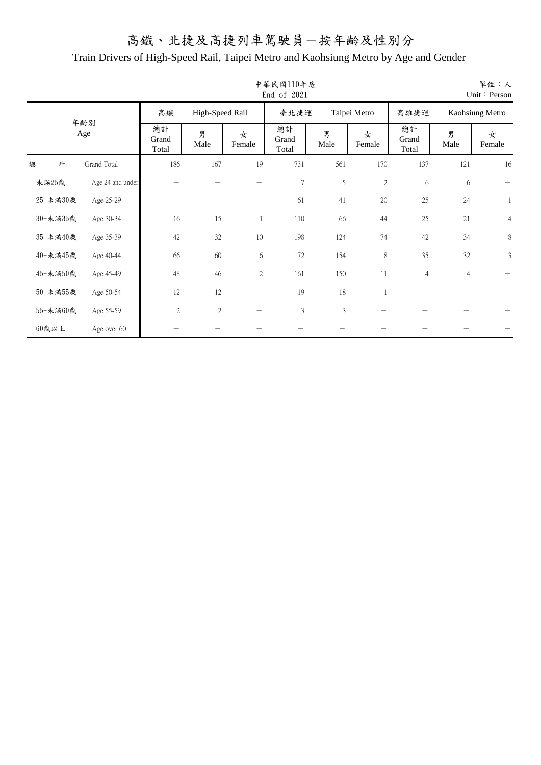# 高鐵、北捷及高捷列車駕駛員－按年齡及性別分

## Train Drivers of High-Speed Rail, Taipei Metro and Kaohsiung Metro by Age and Gender

中華民國110年底
End of 2021

單位：人
Unit：Person

| 年齡別 Age | | 高鐵 High-Speed Rail | | | 臺北捷運 Taipei Metro | | | 高雄捷運 Kaohsiung Metro | | |
|---|---|---|---|---|---|---|---|---|---|---|
| | | 總計 Grand Total | 男 Male | 女 Female | 總計 Grand Total | 男 Male | 女 Female | 總計 Grand Total | 男 Male | 女 Female |
| 總　計 | Grand Total | 186 | 167 | 19 | 731 | 561 | 170 | 137 | 121 | 16 |
| 未滿25歲 | Age 24 and under | － | － | － | 7 | 5 | 2 | 6 | 6 | － |
| 25-未滿30歲 | Age 25-29 | － | － | － | 61 | 41 | 20 | 25 | 24 | 1 |
| 30-未滿35歲 | Age 30-34 | 16 | 15 | 1 | 110 | 66 | 44 | 25 | 21 | 4 |
| 35-未滿40歲 | Age 35-39 | 42 | 32 | 10 | 198 | 124 | 74 | 42 | 34 | 8 |
| 40-未滿45歲 | Age 40-44 | 66 | 60 | 6 | 172 | 154 | 18 | 35 | 32 | 3 |
| 45-未滿50歲 | Age 45-49 | 48 | 46 | 2 | 161 | 150 | 11 | 4 | 4 | － |
| 50-未滿55歲 | Age 50-54 | 12 | 12 | － | 19 | 18 | 1 | － | － | － |
| 55-未滿60歲 | Age 55-59 | 2 | 2 | － | 3 | 3 | － | － | － | － |
| 60歲以上 | Age over 60 | － | － | － | － | － | － | － | － | － |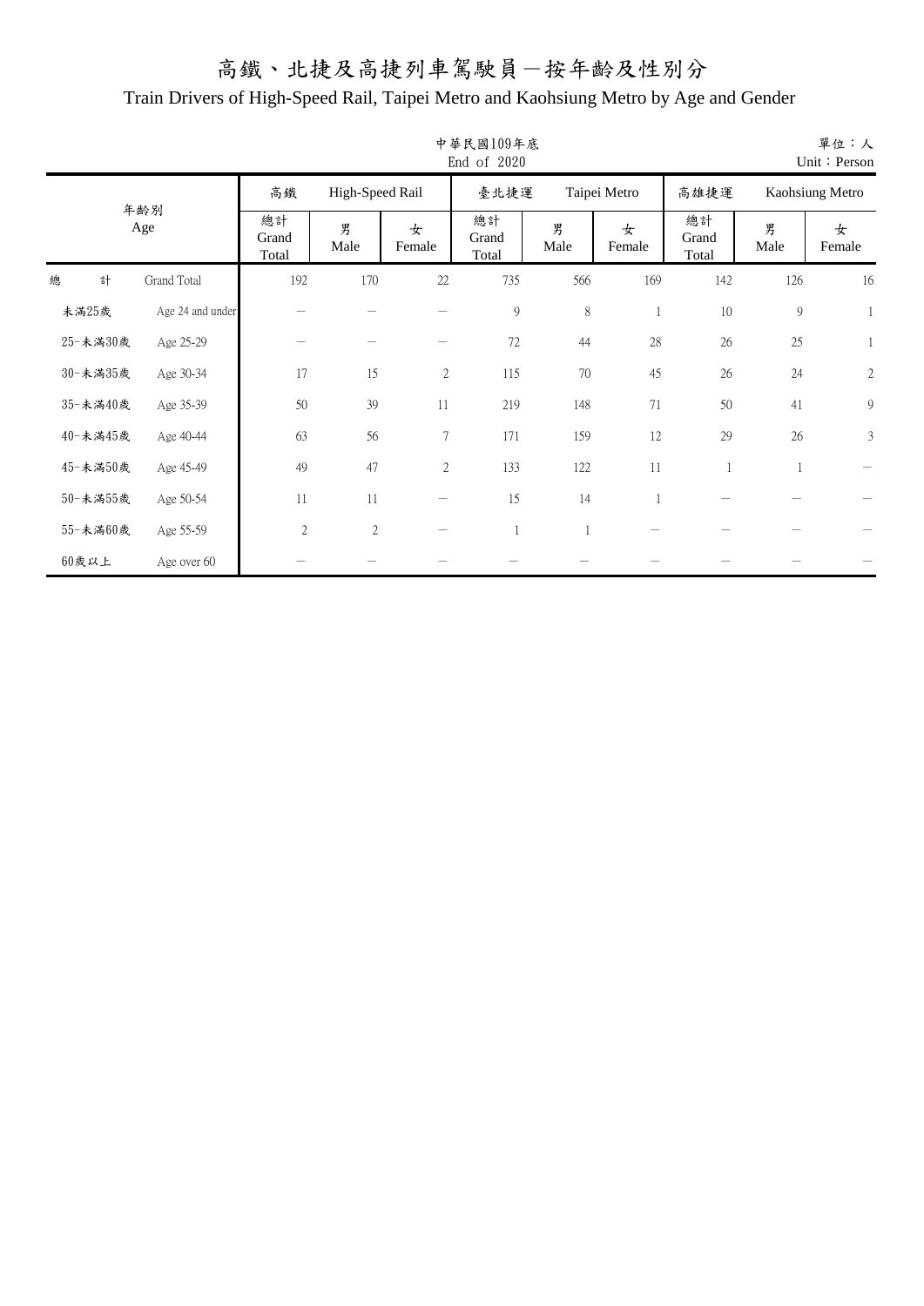# 高鐵、北捷及高捷列車駕駛員－按年齡及性別分

## Train Drivers of High-Speed Rail, Taipei Metro and Kaohsiung Metro by Age and Gender

中華民國109年底
End of 2020

單位：人
Unit：Person

| 年齡別 Age | | 高鐵 High-Speed Rail 總計 Grand Total | 男 Male | 女 Female | 臺北捷運 Taipei Metro 總計 Grand Total | 男 Male | 女 Female | 高雄捷運 Kaohsiung Metro 總計 Grand Total | 男 Male | 女 Female |
|---|---|---|---|---|---|---|---|---|---|---|
| 總計 | Grand Total | 192 | 170 | 22 | 735 | 566 | 169 | 142 | 126 | 16 |
| 未滿25歲 | Age 24 and under | － | － | － | 9 | 8 | 1 | 10 | 9 | 1 |
| 25-未滿30歲 | Age 25-29 | － | － | － | 72 | 44 | 28 | 26 | 25 | 1 |
| 30-未滿35歲 | Age 30-34 | 17 | 15 | 2 | 115 | 70 | 45 | 26 | 24 | 2 |
| 35-未滿40歲 | Age 35-39 | 50 | 39 | 11 | 219 | 148 | 71 | 50 | 41 | 9 |
| 40-未滿45歲 | Age 40-44 | 63 | 56 | 7 | 171 | 159 | 12 | 29 | 26 | 3 |
| 45-未滿50歲 | Age 45-49 | 49 | 47 | 2 | 133 | 122 | 11 | 1 | 1 | － |
| 50-未滿55歲 | Age 50-54 | 11 | 11 | － | 15 | 14 | 1 | － | － | － |
| 55-未滿60歲 | Age 55-59 | 2 | 2 | － | 1 | 1 | － | － | － | － |
| 60歲以上 | Age over 60 | － | － | － | － | － | － | － | － | － |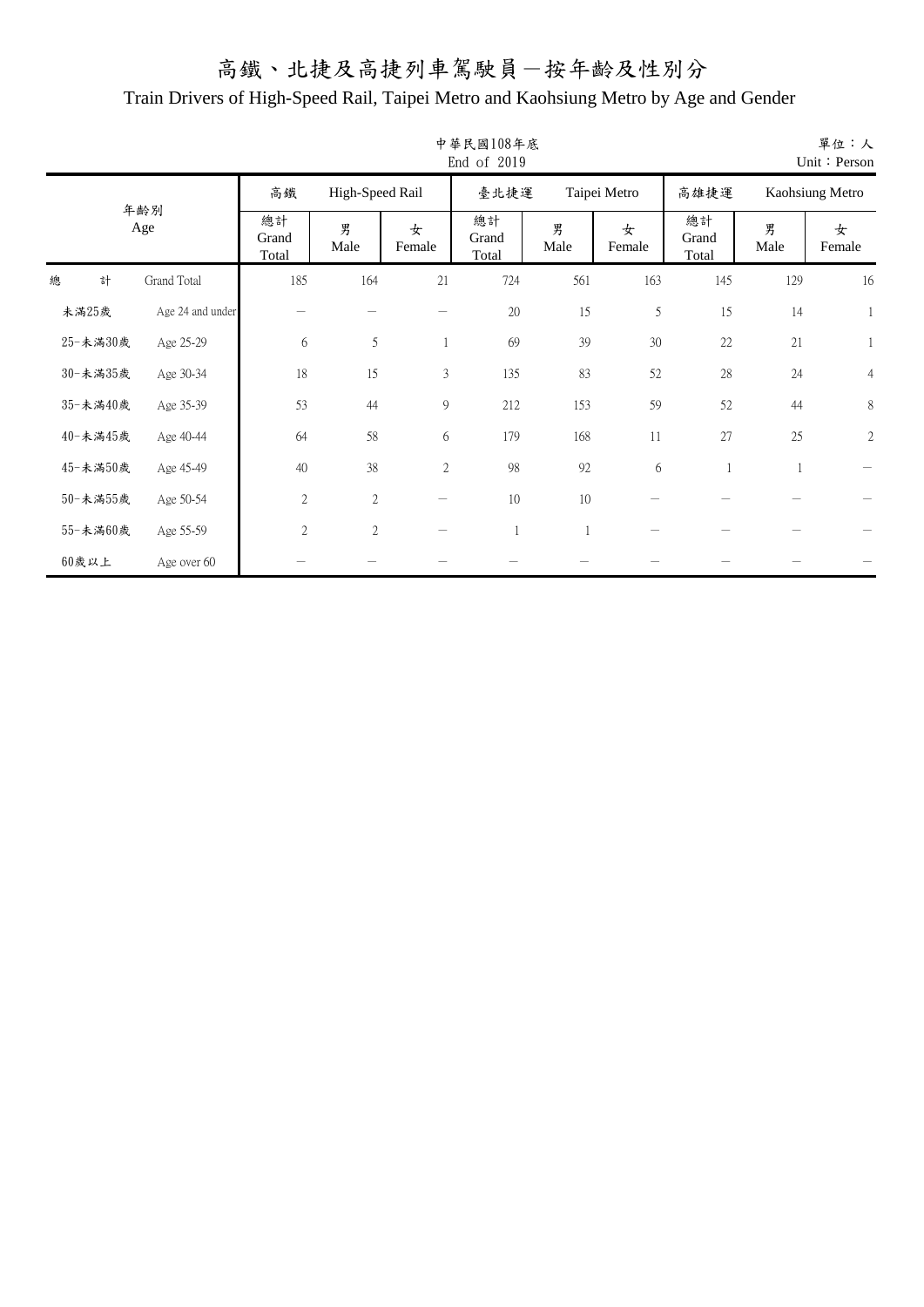# 高鐵、北捷及高捷列車駕駛員－按年齡及性別分

## Train Drivers of High-Speed Rail, Taipei Metro and Kaohsiung Metro by Age and Gender

中華民國108年底
End of 2019

單位：人
Unit：Person

| 年齡別 Age | | 高鐵 High-Speed Rail 總計 Grand Total | 男 Male | 女 Female | 臺北捷運 Taipei Metro 總計 Grand Total | 男 Male | 女 Female | 高雄捷運 Kaohsiung Metro 總計 Grand Total | 男 Male | 女 Female |
|---|---|---|---|---|---|---|---|---|---|---|
| 總　計 | Grand Total | 185 | 164 | 21 | 724 | 561 | 163 | 145 | 129 | 16 |
| 未滿25歲 | Age 24 and under | － | － | － | 20 | 15 | 5 | 15 | 14 | 1 |
| 25-未滿30歲 | Age 25-29 | 6 | 5 | 1 | 69 | 39 | 30 | 22 | 21 | 1 |
| 30-未滿35歲 | Age 30-34 | 18 | 15 | 3 | 135 | 83 | 52 | 28 | 24 | 4 |
| 35-未滿40歲 | Age 35-39 | 53 | 44 | 9 | 212 | 153 | 59 | 52 | 44 | 8 |
| 40-未滿45歲 | Age 40-44 | 64 | 58 | 6 | 179 | 168 | 11 | 27 | 25 | 2 |
| 45-未滿50歲 | Age 45-49 | 40 | 38 | 2 | 98 | 92 | 6 | 1 | 1 | － |
| 50-未滿55歲 | Age 50-54 | 2 | 2 | － | 10 | 10 | － | － | － | － |
| 55-未滿60歲 | Age 55-59 | 2 | 2 | － | 1 | 1 | － | － | － | － |
| 60歲以上 | Age over 60 | － | － | － | － | － | － | － | － | － |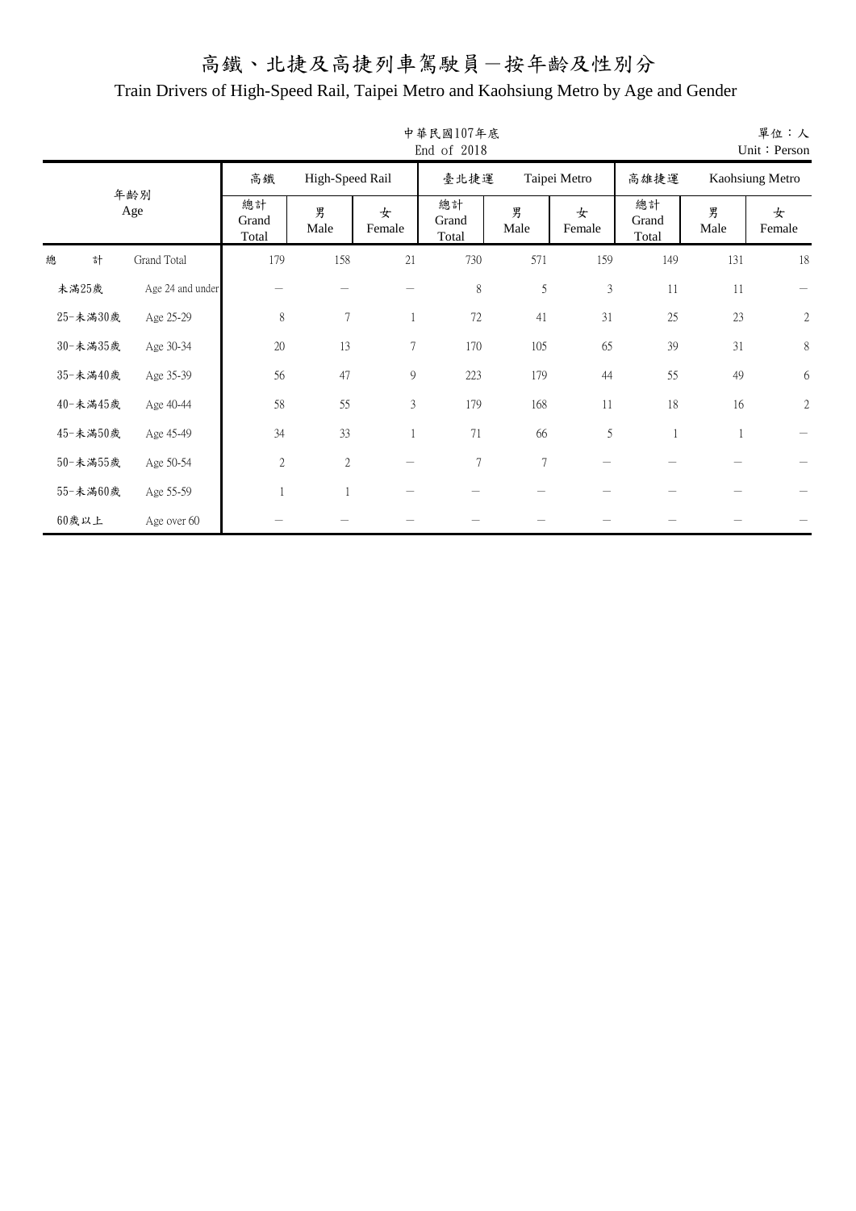# 高鐵、北捷及高捷列車駕駛員－按年齡及性別分

## Train Drivers of High-Speed Rail, Taipei Metro and Kaohsiung Metro by Age and Gender

中華民國107年底
End of 2018

單位：人
Unit：Person

| 年齡別 Age | | 高鐵 High-Speed Rail 總計 Grand Total | 男 Male | 女 Female | 臺北捷運 Taipei Metro 總計 Grand Total | 男 Male | 女 Female | 高雄捷運 Kaohsiung Metro 總計 Grand Total | 男 Male | 女 Female |
|---|---|---|---|---|---|---|---|---|---|---|
| 總　計 | Grand Total | 179 | 158 | 21 | 730 | 571 | 159 | 149 | 131 | 18 |
| 未滿25歲 | Age 24 and under | － | － | － | 8 | 5 | 3 | 11 | 11 | － |
| 25-未滿30歲 | Age 25-29 | 8 | 7 | 1 | 72 | 41 | 31 | 25 | 23 | 2 |
| 30-未滿35歲 | Age 30-34 | 20 | 13 | 7 | 170 | 105 | 65 | 39 | 31 | 8 |
| 35-未滿40歲 | Age 35-39 | 56 | 47 | 9 | 223 | 179 | 44 | 55 | 49 | 6 |
| 40-未滿45歲 | Age 40-44 | 58 | 55 | 3 | 179 | 168 | 11 | 18 | 16 | 2 |
| 45-未滿50歲 | Age 45-49 | 34 | 33 | 1 | 71 | 66 | 5 | 1 | 1 | － |
| 50-未滿55歲 | Age 50-54 | 2 | 2 | － | 7 | 7 | － | － | － | － |
| 55-未滿60歲 | Age 55-59 | 1 | 1 | － | － | － | － | － | － | － |
| 60歲以上 | Age over 60 | － | － | － | － | － | － | － | － | － |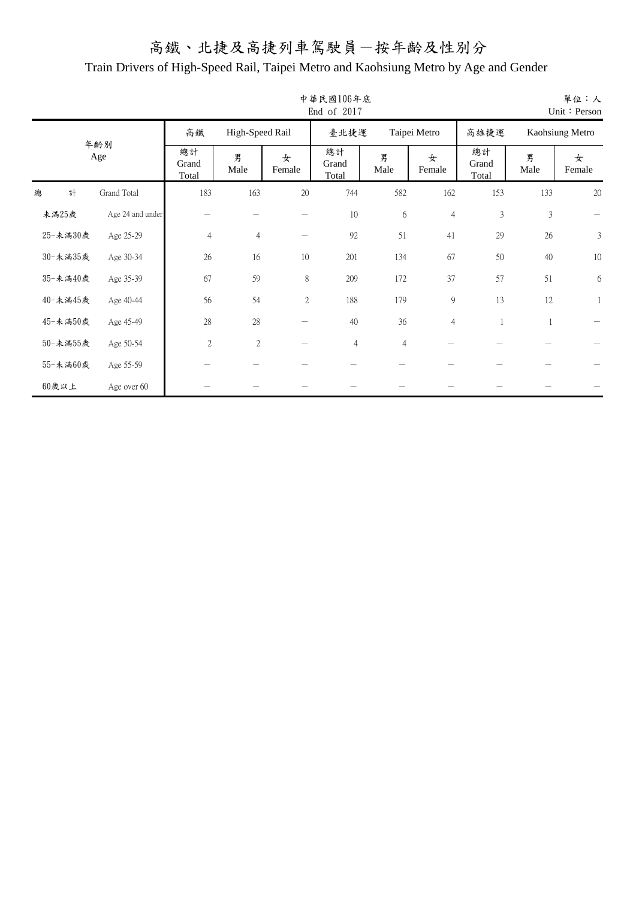# 高鐵、北捷及高捷列車駕駛員－按年齡及性別分

## Train Drivers of High-Speed Rail, Taipei Metro and Kaohsiung Metro by Age and Gender

中華民國106年底
End of 2017

單位：人
Unit：Person

| 年齡別 Age | | 高鐵 High-Speed Rail 總計 Grand Total | 男 Male | 女 Female | 臺北捷運 Taipei Metro 總計 Grand Total | 男 Male | 女 Female | 高雄捷運 Kaohsiung Metro 總計 Grand Total | 男 Male | 女 Female |
|---|---|---|---|---|---|---|---|---|---|---|
| 總　　計 | Grand Total | 183 | 163 | 20 | 744 | 582 | 162 | 153 | 133 | 20 |
| 未滿25歲 | Age 24 and under | － | － | － | 10 | 6 | 4 | 3 | 3 | － |
| 25-未滿30歲 | Age 25-29 | 4 | 4 | － | 92 | 51 | 41 | 29 | 26 | 3 |
| 30-未滿35歲 | Age 30-34 | 26 | 16 | 10 | 201 | 134 | 67 | 50 | 40 | 10 |
| 35-未滿40歲 | Age 35-39 | 67 | 59 | 8 | 209 | 172 | 37 | 57 | 51 | 6 |
| 40-未滿45歲 | Age 40-44 | 56 | 54 | 2 | 188 | 179 | 9 | 13 | 12 | 1 |
| 45-未滿50歲 | Age 45-49 | 28 | 28 | － | 40 | 36 | 4 | 1 | 1 | － |
| 50-未滿55歲 | Age 50-54 | 2 | 2 | － | 4 | 4 | － | － | － | － |
| 55-未滿60歲 | Age 55-59 | － | － | － | － | － | － | － | － | － |
| 60歲以上 | Age over 60 | － | － | － | － | － | － | － | － | － |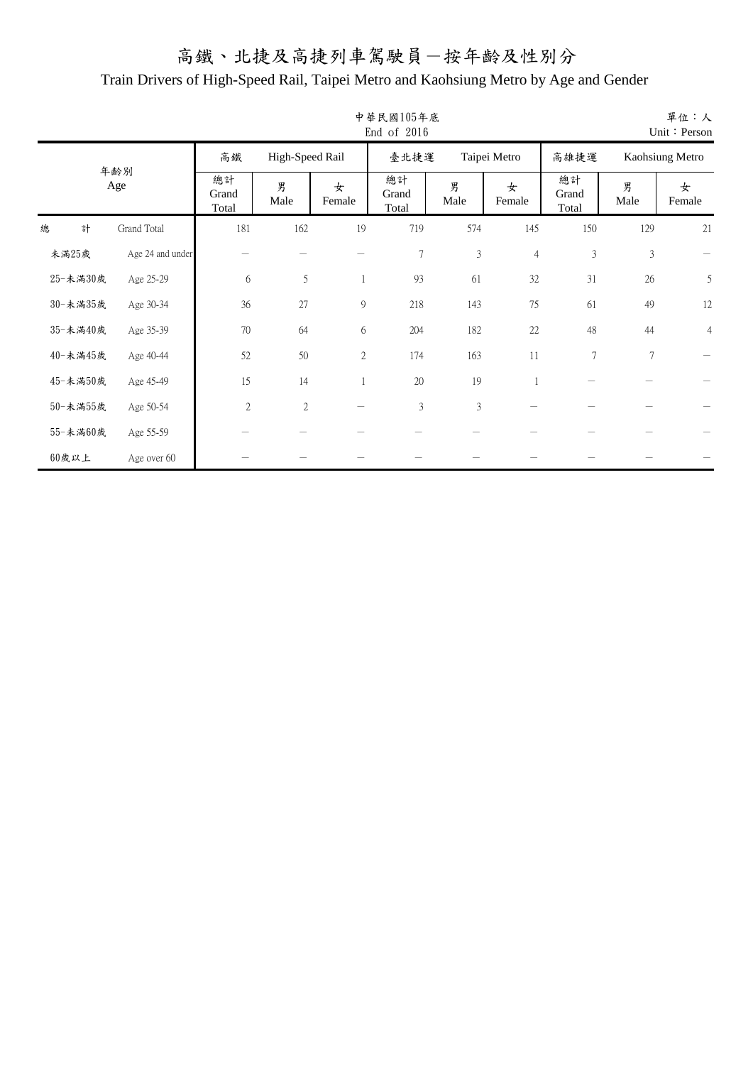# 高鐵、北捷及高捷列車駕駛員－按年齡及性別分

## Train Drivers of High-Speed Rail, Taipei Metro and Kaohsiung Metro by Age and Gender

中華民國105年底
End of 2016

單位：人
Unit：Person

| 年齡別 Age | | 高鐵 High-Speed Rail | | | 臺北捷運 Taipei Metro | | | 高雄捷運 Kaohsiung Metro | | |
|---|---|---|---|---|---|---|---|---|---|---|
| | | 總計 Grand Total | 男 Male | 女 Female | 總計 Grand Total | 男 Male | 女 Female | 總計 Grand Total | 男 Male | 女 Female |
| 總　計 | Grand Total | 181 | 162 | 19 | 719 | 574 | 145 | 150 | 129 | 21 |
| 未滿25歲 | Age 24 and under | － | － | － | 7 | 3 | 4 | 3 | 3 | － |
| 25-未滿30歲 | Age 25-29 | 6 | 5 | 1 | 93 | 61 | 32 | 31 | 26 | 5 |
| 30-未滿35歲 | Age 30-34 | 36 | 27 | 9 | 218 | 143 | 75 | 61 | 49 | 12 |
| 35-未滿40歲 | Age 35-39 | 70 | 64 | 6 | 204 | 182 | 22 | 48 | 44 | 4 |
| 40-未滿45歲 | Age 40-44 | 52 | 50 | 2 | 174 | 163 | 11 | 7 | 7 | － |
| 45-未滿50歲 | Age 45-49 | 15 | 14 | 1 | 20 | 19 | 1 | － | － | － |
| 50-未滿55歲 | Age 50-54 | 2 | 2 | － | 3 | 3 | － | － | － | － |
| 55-未滿60歲 | Age 55-59 | － | － | － | － | － | － | － | － | － |
| 60歲以上 | Age over 60 | － | － | － | － | － | － | － | － | － |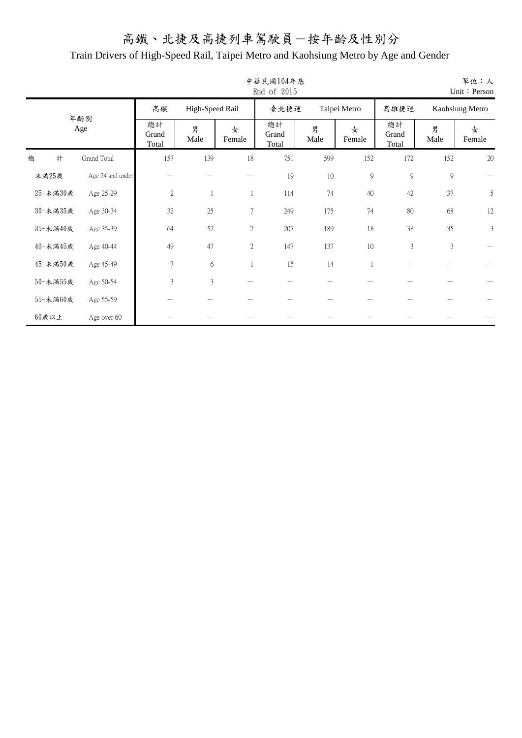# 高鐵、北捷及高捷列車駕駛員－按年齡及性別分

## Train Drivers of High-Speed Rail, Taipei Metro and Kaohsiung Metro by Age and Gender

中華民國104年底
End of 2015

單位：人
Unit：Person

| 年齡別 Age | | 高鐵 High-Speed Rail 總計 Grand Total | 男 Male | 女 Female | 臺北捷運 Taipei Metro 總計 Grand Total | 男 Male | 女 Female | 高雄捷運 Kaohsiung Metro 總計 Grand Total | 男 Male | 女 Female |
|---|---|---|---|---|---|---|---|---|---|---|
| 總　計 | Grand Total | 157 | 139 | 18 | 751 | 599 | 152 | 172 | 152 | 20 |
| 未滿25歲 | Age 24 and under | － | － | － | 19 | 10 | 9 | 9 | 9 | － |
| 25-未滿30歲 | Age 25-29 | 2 | 1 | 1 | 114 | 74 | 40 | 42 | 37 | 5 |
| 30-未滿35歲 | Age 30-34 | 32 | 25 | 7 | 249 | 175 | 74 | 80 | 68 | 12 |
| 35-未滿40歲 | Age 35-39 | 64 | 57 | 7 | 207 | 189 | 18 | 38 | 35 | 3 |
| 40-未滿45歲 | Age 40-44 | 49 | 47 | 2 | 147 | 137 | 10 | 3 | 3 | － |
| 45-未滿50歲 | Age 45-49 | 7 | 6 | 1 | 15 | 14 | 1 | － | － | － |
| 50-未滿55歲 | Age 50-54 | 3 | 3 | － | － | － | － | － | － | － |
| 55-未滿60歲 | Age 55-59 | － | － | － | － | － | － | － | － | － |
| 60歲以上 | Age over 60 | － | － | － | － | － | － | － | － | － |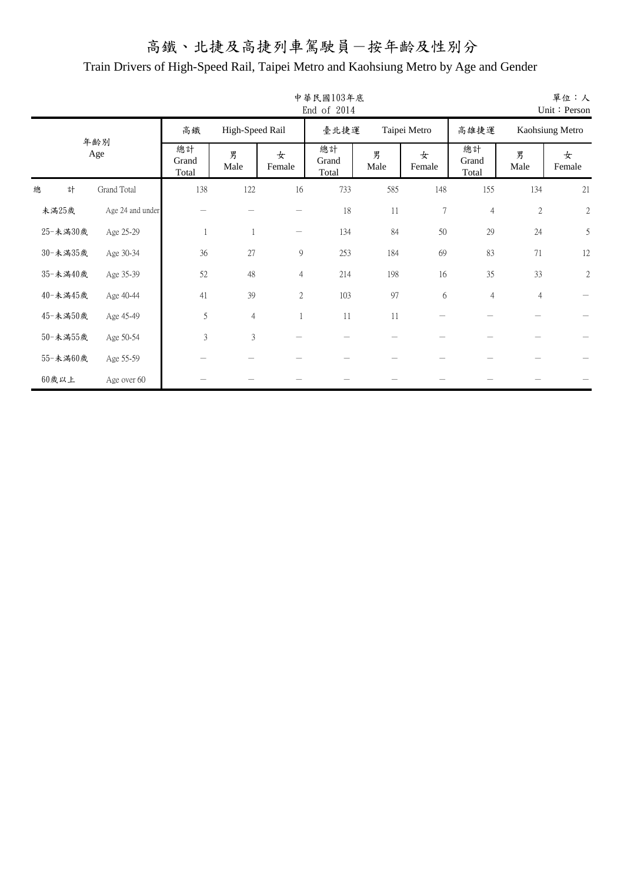# 高鐵、北捷及高捷列車駕駛員－按年齡及性別分

## Train Drivers of High-Speed Rail, Taipei Metro and Kaohsiung Metro by Age and Gender

中華民國103年底
End of 2014

單位：人
Unit：Person

| 年齡別 Age | | 高鐵 High-Speed Rail 總計 Grand Total | 男 Male | 女 Female | 臺北捷運 Taipei Metro 總計 Grand Total | 男 Male | 女 Female | 高雄捷運 Kaohsiung Metro 總計 Grand Total | 男 Male | 女 Female |
|---|---|---|---|---|---|---|---|---|---|---|
| 總計 | Grand Total | 138 | 122 | 16 | 733 | 585 | 148 | 155 | 134 | 21 |
| 未滿25歲 | Age 24 and under | － | － | － | 18 | 11 | 7 | 4 | 2 | 2 |
| 25-未滿30歲 | Age 25-29 | 1 | 1 | － | 134 | 84 | 50 | 29 | 24 | 5 |
| 30-未滿35歲 | Age 30-34 | 36 | 27 | 9 | 253 | 184 | 69 | 83 | 71 | 12 |
| 35-未滿40歲 | Age 35-39 | 52 | 48 | 4 | 214 | 198 | 16 | 35 | 33 | 2 |
| 40-未滿45歲 | Age 40-44 | 41 | 39 | 2 | 103 | 97 | 6 | 4 | 4 | － |
| 45-未滿50歲 | Age 45-49 | 5 | 4 | 1 | 11 | 11 | － | － | － | － |
| 50-未滿55歲 | Age 50-54 | 3 | 3 | － | － | － | － | － | － | － |
| 55-未滿60歲 | Age 55-59 | － | － | － | － | － | － | － | － | － |
| 60歲以上 | Age over 60 | － | － | － | － | － | － | － | － | － |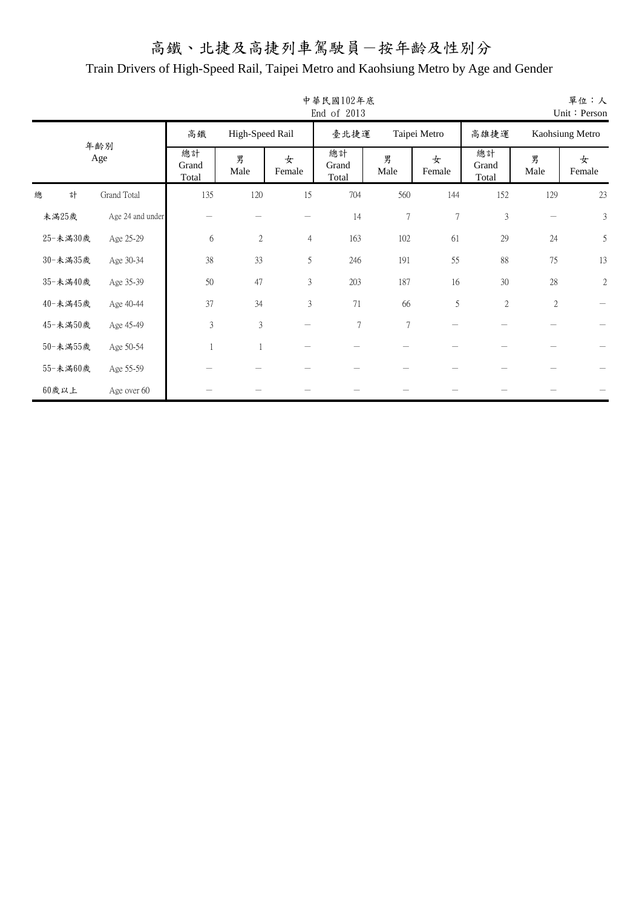# 高鐵、北捷及高捷列車駕駛員－按年齡及性別分

## Train Drivers of High-Speed Rail, Taipei Metro and Kaohsiung Metro by Age and Gender

中華民國102年底
End of 2013

單位：人
Unit：Person

| 年齡別 Age | | 高鐵 High-Speed Rail 總計 Grand Total | 男 Male | 女 Female | 臺北捷運 Taipei Metro 總計 Grand Total | 男 Male | 女 Female | 高雄捷運 Kaohsiung Metro 總計 Grand Total | 男 Male | 女 Female |
|---|---|---|---|---|---|---|---|---|---|---|
| 總　　計 | Grand Total | 135 | 120 | 15 | 704 | 560 | 144 | 152 | 129 | 23 |
| 未滿25歲 | Age 24 and under | － | － | － | 14 | 7 | 7 | 3 | － | 3 |
| 25-未滿30歲 | Age 25-29 | 6 | 2 | 4 | 163 | 102 | 61 | 29 | 24 | 5 |
| 30-未滿35歲 | Age 30-34 | 38 | 33 | 5 | 246 | 191 | 55 | 88 | 75 | 13 |
| 35-未滿40歲 | Age 35-39 | 50 | 47 | 3 | 203 | 187 | 16 | 30 | 28 | 2 |
| 40-未滿45歲 | Age 40-44 | 37 | 34 | 3 | 71 | 66 | 5 | 2 | 2 | － |
| 45-未滿50歲 | Age 45-49 | 3 | 3 | － | 7 | 7 | － | － | － | － |
| 50-未滿55歲 | Age 50-54 | 1 | 1 | － | － | － | － | － | － | － |
| 55-未滿60歲 | Age 55-59 | － | － | － | － | － | － | － | － | － |
| 60歲以上 | Age over 60 | － | － | － | － | － | － | － | － | － |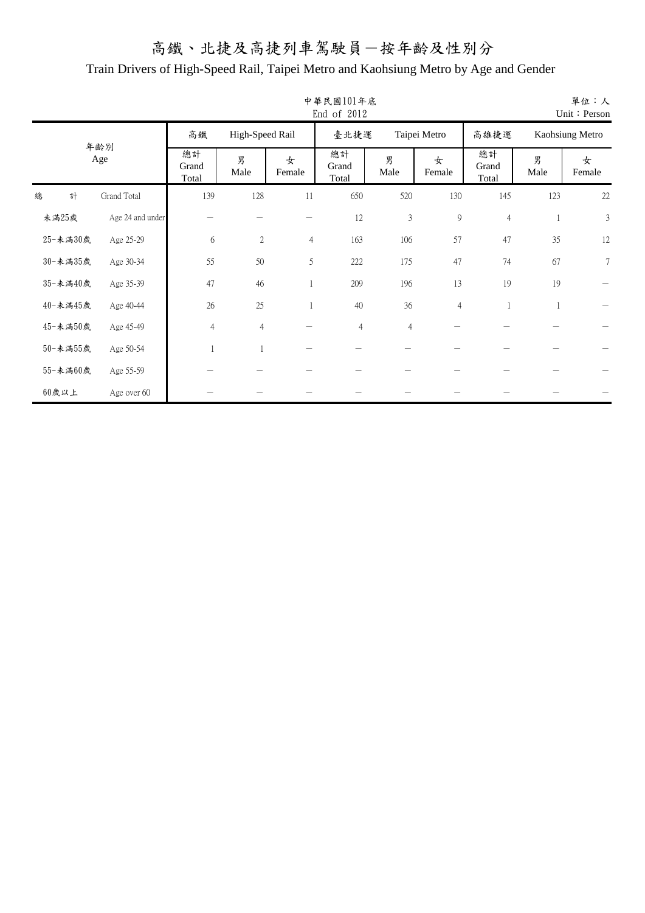# 高鐵、北捷及高捷列車駕駛員－按年齡及性別分

## Train Drivers of High-Speed Rail, Taipei Metro and Kaohsiung Metro by Age and Gender

中華民國101年底
End of 2012

單位：人
Unit：Person

| 年齡別 Age | | 高鐵 High-Speed Rail | | | 臺北捷運 Taipei Metro | | | 高雄捷運 Kaohsiung Metro | | |
|---|---|---|---|---|---|---|---|---|---|---|
| | | 總計 Grand Total | 男 Male | 女 Female | 總計 Grand Total | 男 Male | 女 Female | 總計 Grand Total | 男 Male | 女 Female |
| 總　計 | Grand Total | 139 | 128 | 11 | 650 | 520 | 130 | 145 | 123 | 22 |
| 未滿25歲 | Age 24 and under | － | － | － | 12 | 3 | 9 | 4 | 1 | 3 |
| 25-未滿30歲 | Age 25-29 | 6 | 2 | 4 | 163 | 106 | 57 | 47 | 35 | 12 |
| 30-未滿35歲 | Age 30-34 | 55 | 50 | 5 | 222 | 175 | 47 | 74 | 67 | 7 |
| 35-未滿40歲 | Age 35-39 | 47 | 46 | 1 | 209 | 196 | 13 | 19 | 19 | － |
| 40-未滿45歲 | Age 40-44 | 26 | 25 | 1 | 40 | 36 | 4 | 1 | 1 | － |
| 45-未滿50歲 | Age 45-49 | 4 | 4 | － | 4 | 4 | － | － | － | － |
| 50-未滿55歲 | Age 50-54 | 1 | 1 | － | － | － | － | － | － | － |
| 55-未滿60歲 | Age 55-59 | － | － | － | － | － | － | － | － | － |
| 60歲以上 | Age over 60 | － | － | － | － | － | － | － | － | － |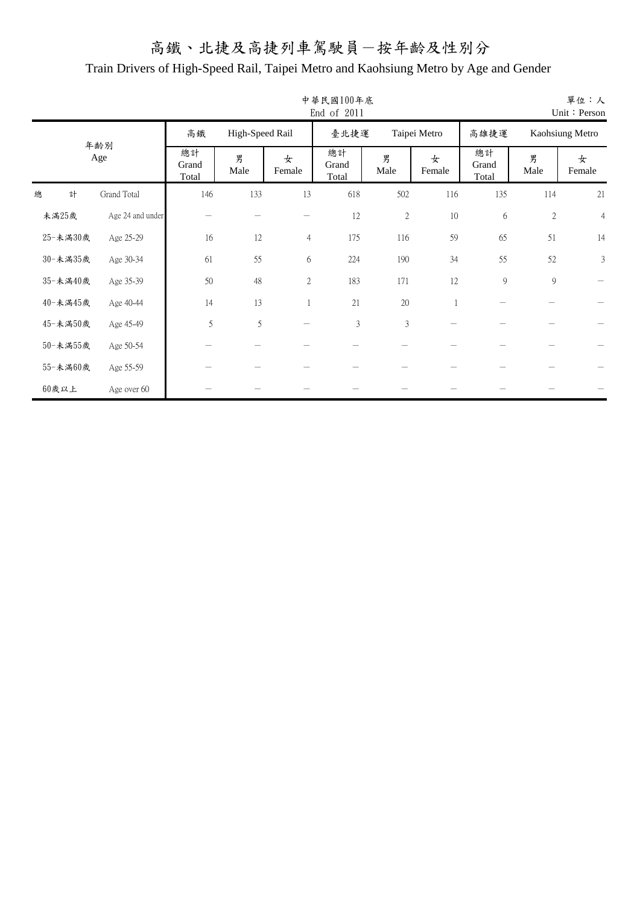# 高鐵、北捷及高捷列車駕駛員－按年齡及性別分

## Train Drivers of High-Speed Rail, Taipei Metro and Kaohsiung Metro by Age and Gender

中華民國100年底
End of 2011

單位：人
Unit：Person

| 年齡別 Age | | 高鐵 High-Speed Rail 總計 Grand Total | 男 Male | 女 Female | 臺北捷運 Taipei Metro 總計 Grand Total | 男 Male | 女 Female | 高雄捷運 Kaohsiung Metro 總計 Grand Total | 男 Male | 女 Female |
|---|---|---|---|---|---|---|---|---|---|---|
| 總　計 | Grand Total | 146 | 133 | 13 | 618 | 502 | 116 | 135 | 114 | 21 |
| 未滿25歲 | Age 24 and under | － | － | － | 12 | 2 | 10 | 6 | 2 | 4 |
| 25-未滿30歲 | Age 25-29 | 16 | 12 | 4 | 175 | 116 | 59 | 65 | 51 | 14 |
| 30-未滿35歲 | Age 30-34 | 61 | 55 | 6 | 224 | 190 | 34 | 55 | 52 | 3 |
| 35-未滿40歲 | Age 35-39 | 50 | 48 | 2 | 183 | 171 | 12 | 9 | 9 | － |
| 40-未滿45歲 | Age 40-44 | 14 | 13 | 1 | 21 | 20 | 1 | － | － | － |
| 45-未滿50歲 | Age 45-49 | 5 | 5 | － | 3 | 3 | － | － | － | － |
| 50-未滿55歲 | Age 50-54 | － | － | － | － | － | － | － | － | － |
| 55-未滿60歲 | Age 55-59 | － | － | － | － | － | － | － | － | － |
| 60歲以上 | Age over 60 | － | － | － | － | － | － | － | － | － |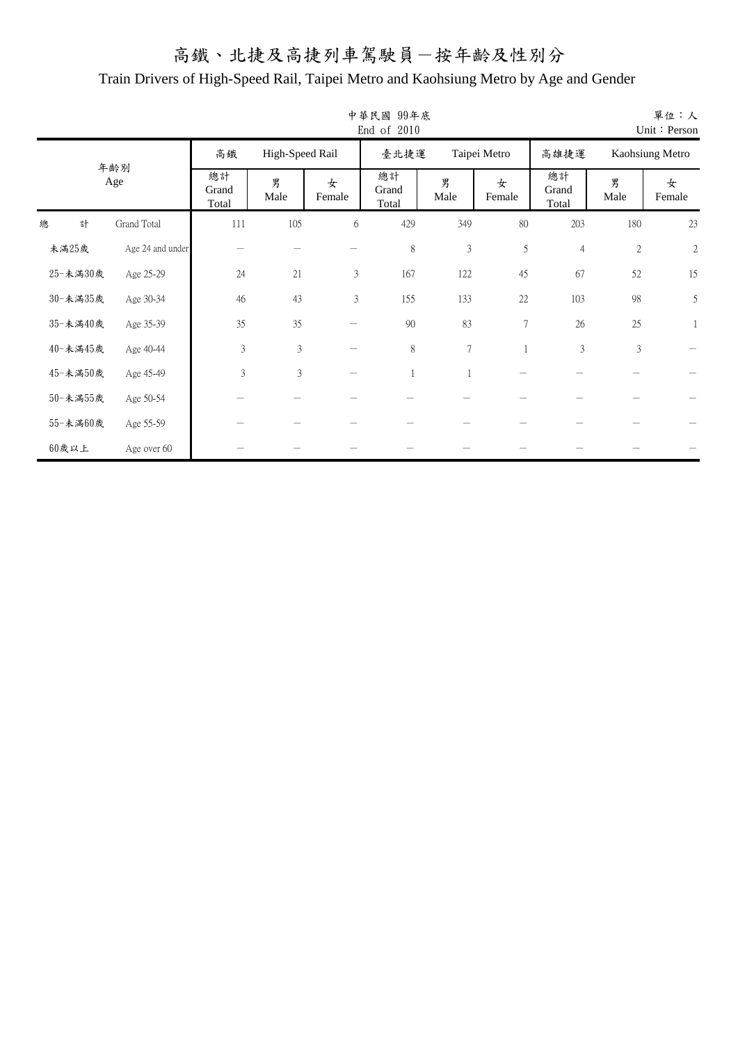# 高鐵、北捷及高捷列車駕駛員－按年齡及性別分

## Train Drivers of High-Speed Rail, Taipei Metro and Kaohsiung Metro by Age and Gender

中華民國 99年底
End of 2010

單位：人
Unit：Person

| 年齡別 Age | | 高鐵 High-Speed Rail | | | 臺北捷運 Taipei Metro | | | 高雄捷運 Kaohsiung Metro | | |
|---|---|---|---|---|---|---|---|---|---|---|
| | | 總計 Grand Total | 男 Male | 女 Female | 總計 Grand Total | 男 Male | 女 Female | 總計 Grand Total | 男 Male | 女 Female |
| 總計 | Grand Total | 111 | 105 | 6 | 429 | 349 | 80 | 203 | 180 | 23 |
| 未滿25歲 | Age 24 and under | － | － | － | 8 | 3 | 5 | 4 | 2 | 2 |
| 25-未滿30歲 | Age 25-29 | 24 | 21 | 3 | 167 | 122 | 45 | 67 | 52 | 15 |
| 30-未滿35歲 | Age 30-34 | 46 | 43 | 3 | 155 | 133 | 22 | 103 | 98 | 5 |
| 35-未滿40歲 | Age 35-39 | 35 | 35 | － | 90 | 83 | 7 | 26 | 25 | 1 |
| 40-未滿45歲 | Age 40-44 | 3 | 3 | － | 8 | 7 | 1 | 3 | 3 | － |
| 45-未滿50歲 | Age 45-49 | 3 | 3 | － | 1 | 1 | － | － | － | － |
| 50-未滿55歲 | Age 50-54 | － | － | － | － | － | － | － | － | － |
| 55-未滿60歲 | Age 55-59 | － | － | － | － | － | － | － | － | － |
| 60歲以上 | Age over 60 | － | － | － | － | － | － | － | － | － |